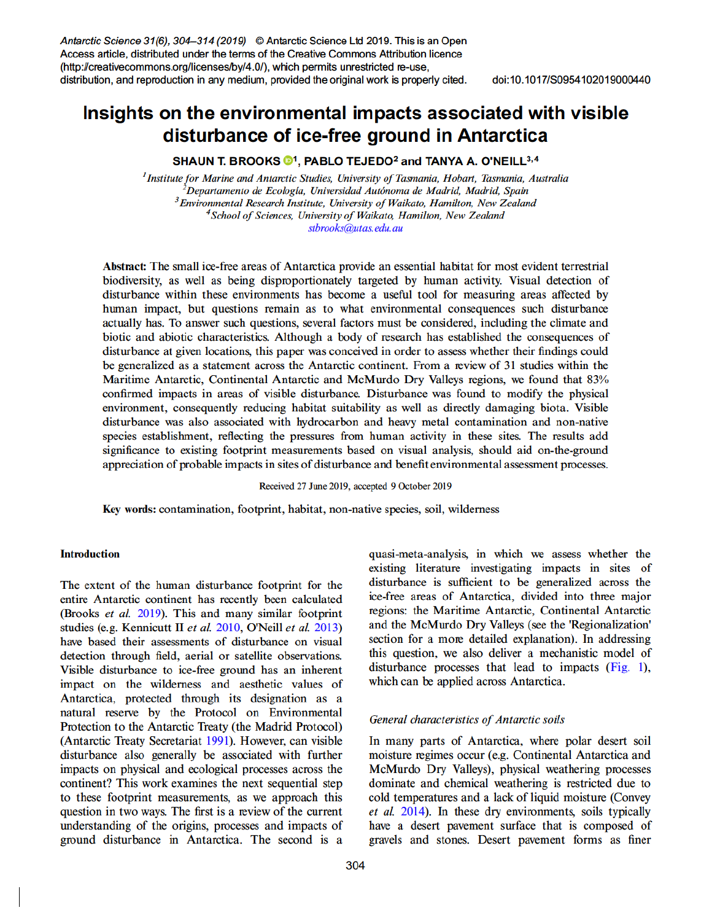Antarctic Science 31(6), 304–314 (2019) © Antarctic Science Ltd 2019. This is an Open Access article, distributed under the terms of the Creative Commons Attribution licence (http://creativecommons.org/licenses/by/4.0/), which permits unrestricted re-use, distribution, and reproduction in any medium, provided the original work is properly cited. doi:10.1017/S0954102019000440

# Insights on the environmental impacts associated with visible disturbance of ice-free ground in Antarctica

**SHAUN T. BROOKS[1], PABLO TEJEDO[2] and TANYA A. O'NEILL[3,4]**

[1] *Institute for Marine and Antarctic Studies, University of Tasmania, Hobart, Tasmania, Australia*
[2] *Departamento de Ecología, Universidad Autónoma de Madrid, Madrid, Spain*
[3] *Environmental Research Institute, University of Waikato, Hamilton, New Zealand*
[4] *School of Sciences, University of Waikato, Hamilton, New Zealand*
stbrooks@utas.edu.au

**Abstract:** The small ice-free areas of Antarctica provide an essential habitat for most evident terrestrial biodiversity, as well as being disproportionately targeted by human activity. Visual detection of disturbance within these environments has become a useful tool for measuring areas affected by human impact, but questions remain as to what environmental consequences such disturbance actually has. To answer such questions, several factors must be considered, including the climate and biotic and abiotic characteristics. Although a body of research has established the consequences of disturbance at given locations, this paper was conceived in order to assess whether their findings could be generalized as a statement across the Antarctic continent. From a review of 31 studies within the Maritime Antarctic, Continental Antarctic and McMurdo Dry Valleys regions, we found that 83% confirmed impacts in areas of visible disturbance. Disturbance was found to modify the physical environment, consequently reducing habitat suitability as well as directly damaging biota. Visible disturbance was also associated with hydrocarbon and heavy metal contamination and non-native species establishment, reflecting the pressures from human activity in these sites. The results add significance to existing footprint measurements based on visual analysis, should aid on-the-ground appreciation of probable impacts in sites of disturbance and benefit environmental assessment processes.

Received 27 June 2019, accepted 9 October 2019

**Key words:** contamination, footprint, habitat, non-native species, soil, wilderness

## Introduction

The extent of the human disturbance footprint for the entire Antarctic continent has recently been calculated (Brooks *et al.* 2019). This and many similar footprint studies (e.g. Kennicutt II *et al.* 2010, O'Neill *et al.* 2013) have based their assessments of disturbance on visual detection through field, aerial or satellite observations. Visible disturbance to ice-free ground has an inherent impact on the wilderness and aesthetic values of Antarctica, protected through its designation as a natural reserve by the Protocol on Environmental Protection to the Antarctic Treaty (the Madrid Protocol) (Antarctic Treaty Secretariat 1991). However, can visible disturbance also generally be associated with further impacts on physical and ecological processes across the continent? This work examines the next sequential step to these footprint measurements, as we approach this question in two ways. The first is a review of the current understanding of the origins, processes and impacts of ground disturbance in Antarctica. The second is a quasi-meta-analysis, in which we assess whether the existing literature investigating impacts in sites of disturbance is sufficient to be generalized across the ice-free areas of Antarctica, divided into three major regions: the Maritime Antarctic, Continental Antarctic and the McMurdo Dry Valleys (see the 'Regionalization' section for a more detailed explanation). In addressing this question, we also deliver a mechanistic model of disturbance processes that lead to impacts (Fig. 1), which can be applied across Antarctica.

### General characteristics of Antarctic soils

In many parts of Antarctica, where polar desert soil moisture regimes occur (e.g. Continental Antarctica and McMurdo Dry Valleys), physical weathering processes dominate and chemical weathering is restricted due to cold temperatures and a lack of liquid moisture (Convey *et al.* 2014). In these dry environments, soils typically have a desert pavement surface that is composed of gravels and stones. Desert pavement forms as finer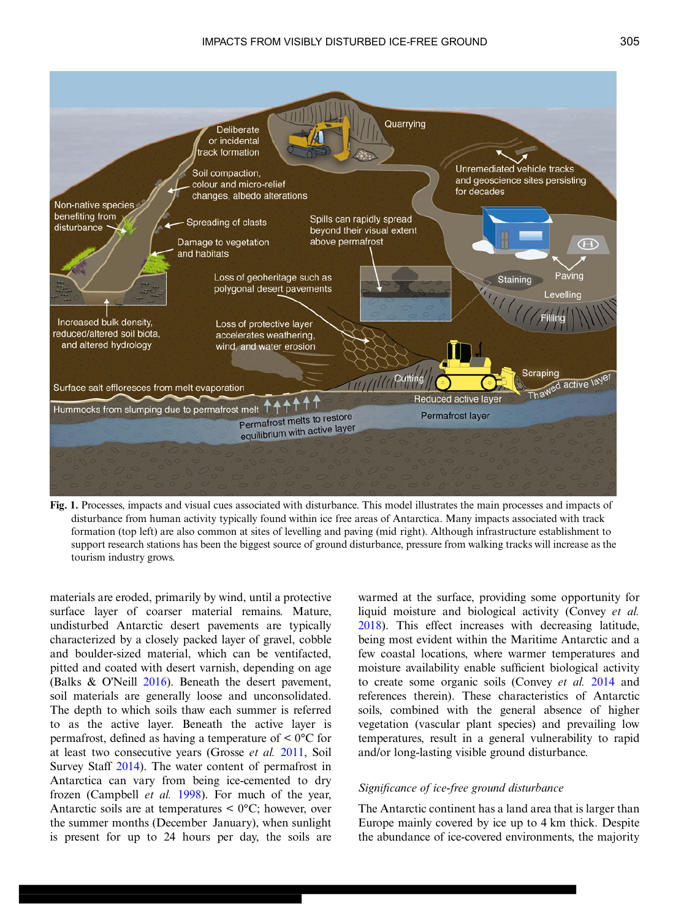**Fig. 1.** Processes, impacts and visual cues associated with disturbance. This model illustrates the main processes and impacts of disturbance from human activity typically found within ice free areas of Antarctica. Many impacts associated with track formation (top left) are also common at sites of levelling and paving (mid right). Although infrastructure establishment to support research stations has been the biggest source of ground disturbance, pressure from walking tracks will increase as the tourism industry grows.

materials are eroded, primarily by wind, until a protective surface layer of coarser material remains. Mature, undisturbed Antarctic desert pavements are typically characterized by a closely packed layer of gravel, cobble and boulder-sized material, which can be ventifacted, pitted and coated with desert varnish, depending on age (Balks & O'Neill 2016). Beneath the desert pavement, soil materials are generally loose and unconsolidated. The depth to which soils thaw each summer is referred to as the active layer. Beneath the active layer is permafrost, defined as having a temperature of < 0°C for at least two consecutive years (Grosse *et al.* 2011, Soil Survey Staff 2014). The water content of permafrost in Antarctica can vary from being ice-cemented to dry frozen (Campbell *et al.* 1998). For much of the year, Antarctic soils are at temperatures < 0°C; however, over the summer months (December January), when sunlight is present for up to 24 hours per day, the soils are warmed at the surface, providing some opportunity for liquid moisture and biological activity (Convey *et al.* 2018). This effect increases with decreasing latitude, being most evident within the Maritime Antarctic and a few coastal locations, where warmer temperatures and moisture availability enable sufficient biological activity to create some organic soils (Convey *et al.* 2014 and references therein). These characteristics of Antarctic soils, combined with the general absence of higher vegetation (vascular plant species) and prevailing low temperatures, result in a general vulnerability to rapid and/or long-lasting visible ground disturbance.

### *Significance of ice-free ground disturbance*

The Antarctic continent has a land area that is larger than Europe mainly covered by ice up to 4 km thick. Despite the abundance of ice-covered environments, the majority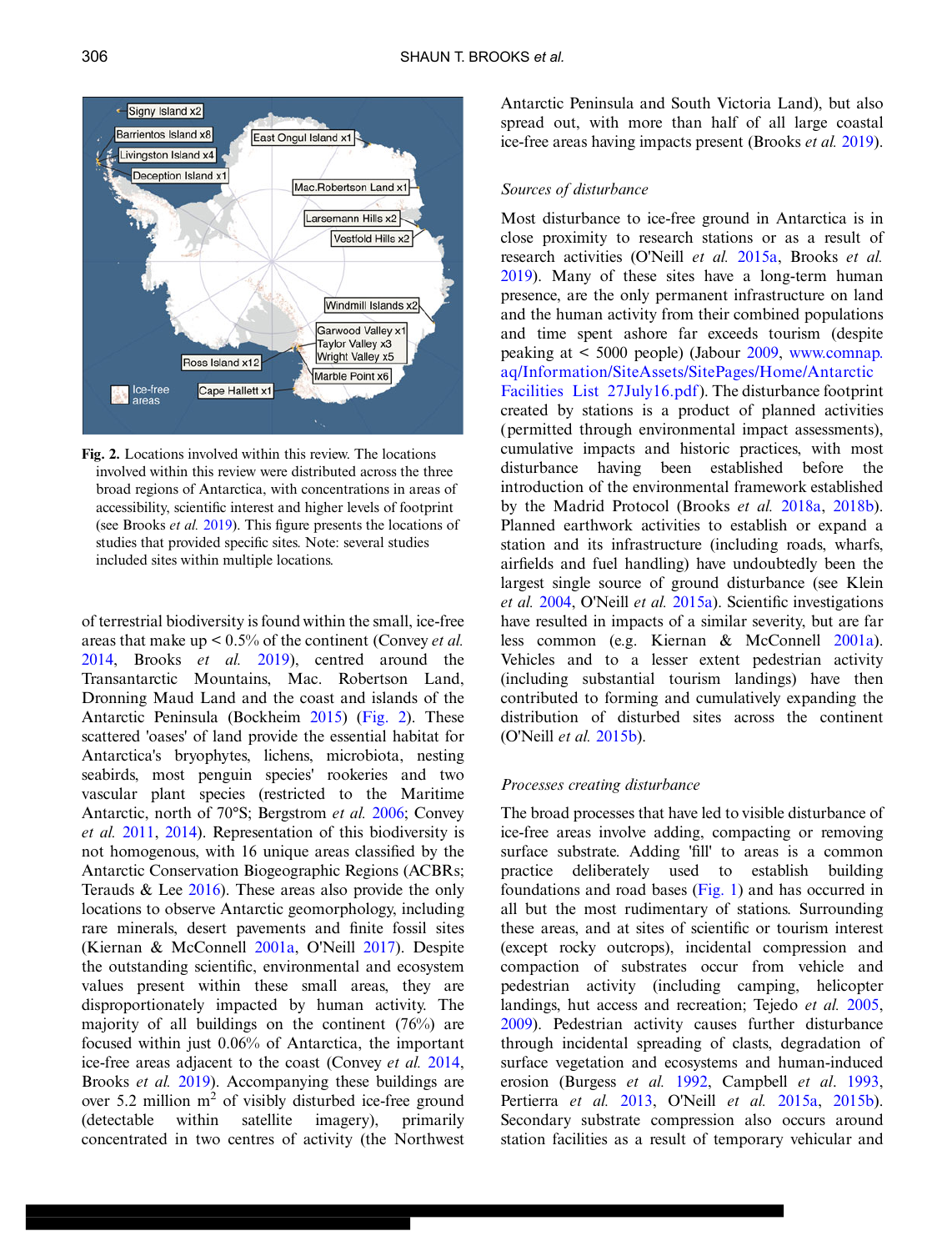**Fig. 2.** Locations involved within this review. The locations involved within this review were distributed across the three broad regions of Antarctica, with concentrations in areas of accessibility, scientific interest and higher levels of footprint (see Brooks *et al.* 2019). This figure presents the locations of studies that provided specific sites. Note: several studies included sites within multiple locations.

of terrestrial biodiversity is found within the small, ice-free areas that make up < 0.5% of the continent (Convey *et al.* 2014, Brooks *et al.* 2019), centred around the Transantarctic Mountains, Mac. Robertson Land, Dronning Maud Land and the coast and islands of the Antarctic Peninsula (Bockheim 2015) (Fig. 2). These scattered 'oases' of land provide the essential habitat for Antarctica's bryophytes, lichens, microbiota, nesting seabirds, most penguin species' rookeries and two vascular plant species (restricted to the Maritime Antarctic, north of 70°S; Bergstrom *et al.* 2006; Convey *et al.* 2011, 2014). Representation of this biodiversity is not homogenous, with 16 unique areas classified by the Antarctic Conservation Biogeographic Regions (ACBRs; Terauds & Lee 2016). These areas also provide the only locations to observe Antarctic geomorphology, including rare minerals, desert pavements and finite fossil sites (Kiernan & McConnell 2001a, O'Neill 2017). Despite the outstanding scientific, environmental and ecosystem values present within these small areas, they are disproportionately impacted by human activity. The majority of all buildings on the continent (76%) are focused within just 0.06% of Antarctica, the important ice-free areas adjacent to the coast (Convey *et al.* 2014, Brooks *et al.* 2019). Accompanying these buildings are over 5.2 million $m^2$ of visibly disturbed ice-free ground (detectable within satellite imagery), primarily concentrated in two centres of activity (the Northwest Antarctic Peninsula and South Victoria Land), but also spread out, with more than half of all large coastal ice-free areas having impacts present (Brooks *et al.* 2019).

*Sources of disturbance*

Most disturbance to ice-free ground in Antarctica is in close proximity to research stations or as a result of research activities (O'Neill *et al.* 2015a, Brooks *et al.* 2019). Many of these sites have a long-term human presence, are the only permanent infrastructure on land and the human activity from their combined populations and time spent ashore far exceeds tourism (despite peaking at < 5000 people) (Jabour 2009, www.comnap.aq/Information/SiteAssets/SitePages/Home/Antarctic Facilities List 27July16.pdf). The disturbance footprint created by stations is a product of planned activities (permitted through environmental impact assessments), cumulative impacts and historic practices, with most disturbance having been established before the introduction of the environmental framework established by the Madrid Protocol (Brooks *et al.* 2018a, 2018b). Planned earthwork activities to establish or expand a station and its infrastructure (including roads, wharfs, airfields and fuel handling) have undoubtedly been the largest single source of ground disturbance (see Klein *et al.* 2004, O'Neill *et al.* 2015a). Scientific investigations have resulted in impacts of a similar severity, but are far less common (e.g. Kiernan & McConnell 2001a). Vehicles and to a lesser extent pedestrian activity (including substantial tourism landings) have then contributed to forming and cumulatively expanding the distribution of disturbed sites across the continent (O'Neill *et al.* 2015b).

*Processes creating disturbance*

The broad processes that have led to visible disturbance of ice-free areas involve adding, compacting or removing surface substrate. Adding 'fill' to areas is a common practice deliberately used to establish building foundations and road bases (Fig. 1) and has occurred in all but the most rudimentary of stations. Surrounding these areas, and at sites of scientific or tourism interest (except rocky outcrops), incidental compression and compaction of substrates occur from vehicle and pedestrian activity (including camping, helicopter landings, hut access and recreation; Tejedo *et al.* 2005, 2009). Pedestrian activity causes further disturbance through incidental spreading of clasts, degradation of surface vegetation and ecosystems and human-induced erosion (Burgess *et al.* 1992, Campbell *et al.* 1993, Pertierra *et al.* 2013, O'Neill *et al.* 2015a, 2015b). Secondary substrate compression also occurs around station facilities as a result of temporary vehicular and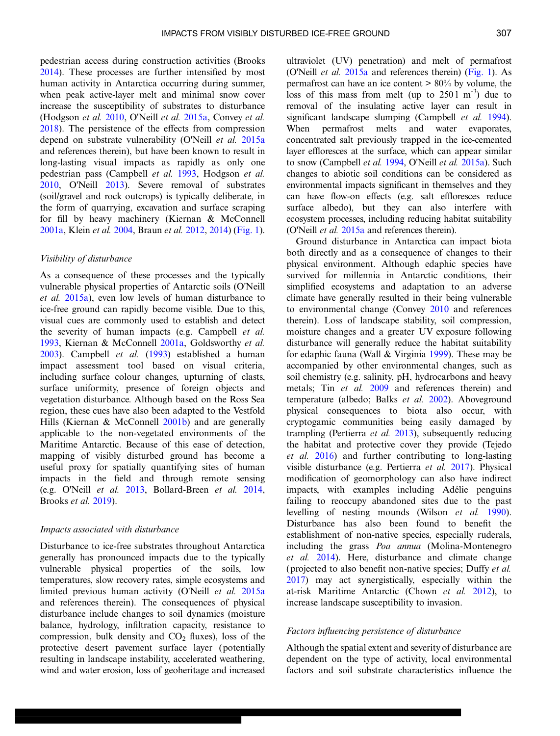pedestrian access during construction activities (Brooks 2014). These processes are further intensified by most human activity in Antarctica occurring during summer, when peak active-layer melt and minimal snow cover increase the susceptibility of substrates to disturbance (Hodgson *et al.* 2010, O'Neill *et al.* 2015a, Convey *et al.* 2018). The persistence of the effects from compression depend on substrate vulnerability (O'Neill *et al.* 2015a and references therein), but have been known to result in long-lasting visual impacts as rapidly as only one pedestrian pass (Campbell *et al.* 1993, Hodgson *et al.* 2010, O'Neill 2013). Severe removal of substrates (soil/gravel and rock outcrops) is typically deliberate, in the form of quarrying, excavation and surface scraping for fill by heavy machinery (Kiernan & McConnell 2001a, Klein *et al.* 2004, Braun *et al.* 2012, 2014) (Fig. 1).

### *Visibility of disturbance*

As a consequence of these processes and the typically vulnerable physical properties of Antarctic soils (O'Neill *et al.* 2015a), even low levels of human disturbance to ice-free ground can rapidly become visible. Due to this, visual cues are commonly used to establish and detect the severity of human impacts (e.g. Campbell *et al.* 1993, Kiernan & McConnell 2001a, Goldsworthy *et al.* 2003). Campbell *et al.* (1993) established a human impact assessment tool based on visual criteria, including surface colour changes, upturning of clasts, surface uniformity, presence of foreign objects and vegetation disturbance. Although based on the Ross Sea region, these cues have also been adapted to the Vestfold Hills (Kiernan & McConnell 2001b) and are generally applicable to the non-vegetated environments of the Maritime Antarctic. Because of this ease of detection, mapping of visibly disturbed ground has become a useful proxy for spatially quantifying sites of human impacts in the field and through remote sensing (e.g. O'Neill *et al.* 2013, Bollard-Breen *et al.* 2014, Brooks *et al.* 2019).

### *Impacts associated with disturbance*

Disturbance to ice-free substrates throughout Antarctica generally has pronounced impacts due to the typically vulnerable physical properties of the soils, low temperatures, slow recovery rates, simple ecosystems and limited previous human activity (O'Neill *et al.* 2015a and references therein). The consequences of physical disturbance include changes to soil dynamics (moisture balance, hydrology, infiltration capacity, resistance to compression, bulk density and $CO_2$ fluxes), loss of the protective desert pavement surface layer (potentially resulting in landscape instability, accelerated weathering, wind and water erosion, loss of geoheritage and increased ultraviolet (UV) penetration) and melt of permafrost (O'Neill *et al.* 2015a and references therein) (Fig. 1). As permafrost can have an ice content > 80% by volume, the loss of this mass from melt (up to 250 l $m^{-3}$) due to removal of the insulating active layer can result in significant landscape slumping (Campbell *et al.* 1994). When permafrost melts and water evaporates, concentrated salt previously trapped in the ice-cemented layer effloresces at the surface, which can appear similar to snow (Campbell *et al.* 1994, O'Neill *et al.* 2015a). Such changes to abiotic soil conditions can be considered as environmental impacts significant in themselves and they can have flow-on effects (e.g. salt effloresces reduce surface albedo), but they can also interfere with ecosystem processes, including reducing habitat suitability (O'Neill *et al.* 2015a and references therein).

Ground disturbance in Antarctica can impact biota both directly and as a consequence of changes to their physical environment. Although edaphic species have survived for millennia in Antarctic conditions, their simplified ecosystems and adaptation to an adverse climate have generally resulted in their being vulnerable to environmental change (Convey 2010 and references therein). Loss of landscape stability, soil compression, moisture changes and a greater UV exposure following disturbance will generally reduce the habitat suitability for edaphic fauna (Wall & Virginia 1999). These may be accompanied by other environmental changes, such as soil chemistry (e.g. salinity, pH, hydrocarbons and heavy metals; Tin *et al.* 2009 and references therein) and temperature (albedo; Balks *et al.* 2002). Aboveground physical consequences to biota also occur, with cryptogamic communities being easily damaged by trampling (Pertierra *et al.* 2013), subsequently reducing the habitat and protective cover they provide (Tejedo *et al.* 2016) and further contributing to long-lasting visible disturbance (e.g. Pertierra *et al.* 2017). Physical modification of geomorphology can also have indirect impacts, with examples including Adélie penguins failing to reoccupy abandoned sites due to the past levelling of nesting mounds (Wilson *et al.* 1990). Disturbance has also been found to benefit the establishment of non-native species, especially ruderals, including the grass *Poa annua* (Molina-Montenegro *et al.* 2014). Here, disturbance and climate change (projected to also benefit non-native species; Duffy *et al.* 2017) may act synergistically, especially within the at-risk Maritime Antarctic (Chown *et al.* 2012), to increase landscape susceptibility to invasion.

### *Factors influencing persistence of disturbance*

Although the spatial extent and severity of disturbance are dependent on the type of activity, local environmental factors and soil substrate characteristics influence the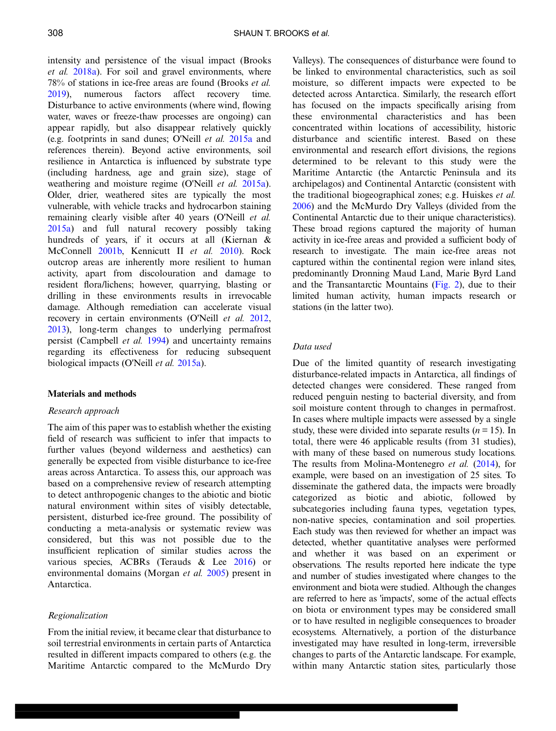intensity and persistence of the visual impact (Brooks *et al.* 2018a). For soil and gravel environments, where 78% of stations in ice-free areas are found (Brooks *et al.* 2019), numerous factors affect recovery time. Disturbance to active environments (where wind, flowing water, waves or freeze-thaw processes are ongoing) can appear rapidly, but also disappear relatively quickly (e.g. footprints in sand dunes; O'Neill *et al.* 2015a and references therein). Beyond active environments, soil resilience in Antarctica is influenced by substrate type (including hardness, age and grain size), stage of weathering and moisture regime (O'Neill *et al.* 2015a). Older, drier, weathered sites are typically the most vulnerable, with vehicle tracks and hydrocarbon staining remaining clearly visible after 40 years (O'Neill *et al.* 2015a) and full natural recovery possibly taking hundreds of years, if it occurs at all (Kiernan & McConnell 2001b, Kennicutt II *et al.* 2010). Rock outcrop areas are inherently more resilient to human activity, apart from discolouration and damage to resident flora/lichens; however, quarrying, blasting or drilling in these environments results in irrevocable damage. Although remediation can accelerate visual recovery in certain environments (O'Neill *et al.* 2012, 2013), long-term changes to underlying permafrost persist (Campbell *et al.* 1994) and uncertainty remains regarding its effectiveness for reducing subsequent biological impacts (O'Neill *et al.* 2015a).

## Materials and methods

### *Research approach*

The aim of this paper was to establish whether the existing field of research was sufficient to infer that impacts to further values (beyond wilderness and aesthetics) can generally be expected from visible disturbance to ice-free areas across Antarctica. To assess this, our approach was based on a comprehensive review of research attempting to detect anthropogenic changes to the abiotic and biotic natural environment within sites of visibly detectable, persistent, disturbed ice-free ground. The possibility of conducting a meta-analysis or systematic review was considered, but this was not possible due to the insufficient replication of similar studies across the various species, ACBRs (Terauds & Lee 2016) or environmental domains (Morgan *et al.* 2005) present in Antarctica.

### *Regionalization*

From the initial review, it became clear that disturbance to soil terrestrial environments in certain parts of Antarctica resulted in different impacts compared to others (e.g. the Maritime Antarctic compared to the McMurdo Dry Valleys). The consequences of disturbance were found to be linked to environmental characteristics, such as soil moisture, so different impacts were expected to be detected across Antarctica. Similarly, the research effort has focused on the impacts specifically arising from these environmental characteristics and has been concentrated within locations of accessibility, historic disturbance and scientific interest. Based on these environmental and research effort divisions, the regions determined to be relevant to this study were the Maritime Antarctic (the Antarctic Peninsula and its archipelagos) and Continental Antarctic (consistent with the traditional biogeographical zones; e.g. Huiskes *et al.* 2006) and the McMurdo Dry Valleys (divided from the Continental Antarctic due to their unique characteristics). These broad regions captured the majority of human activity in ice-free areas and provided a sufficient body of research to investigate. The main ice-free areas not captured within the continental region were inland sites, predominantly Dronning Maud Land, Marie Byrd Land and the Transantarctic Mountains (Fig. 2), due to their limited human activity, human impacts research or stations (in the latter two).

### *Data used*

Due of the limited quantity of research investigating disturbance-related impacts in Antarctica, all findings of detected changes were considered. These ranged from reduced penguin nesting to bacterial diversity, and from soil moisture content through to changes in permafrost. In cases where multiple impacts were assessed by a single study, these were divided into separate results ($n = 15$). In total, there were 46 applicable results (from 31 studies), with many of these based on numerous study locations. The results from Molina-Montenegro *et al.* (2014), for example, were based on an investigation of 25 sites. To disseminate the gathered data, the impacts were broadly categorized as biotic and abiotic, followed by subcategories including fauna types, vegetation types, non-native species, contamination and soil properties. Each study was then reviewed for whether an impact was detected, whether quantitative analyses were performed and whether it was based on an experiment or observations. The results reported here indicate the type and number of studies investigated where changes to the environment and biota were studied. Although the changes are referred to here as 'impacts', some of the actual effects on biota or environment types may be considered small or to have resulted in negligible consequences to broader ecosystems. Alternatively, a portion of the disturbance investigated may have resulted in long-term, irreversible changes to parts of the Antarctic landscape. For example, within many Antarctic station sites, particularly those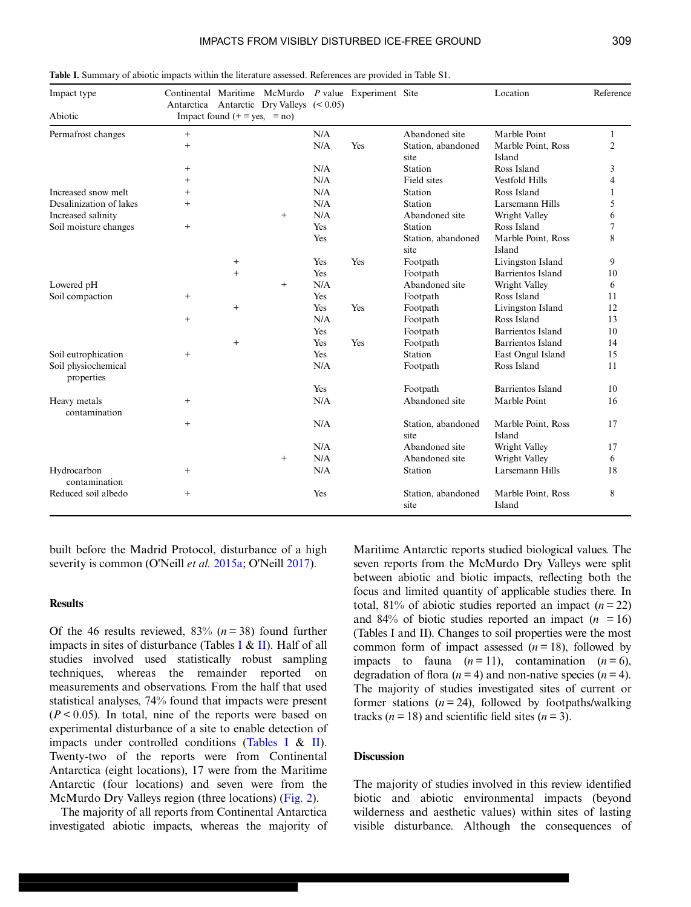**Table I.** Summary of abiotic impacts within the literature assessed. References are provided in Table S1.

| Impact type | Continental Antarctica | Maritime Antarctic | McMurdo Dry Valleys | P value (< 0.05) | Experiment | Site | Location | Reference |
|---|---|---|---|---|---|---|---|---|
| Abiotic | Impact found (+ = yes, = no) | | | | | | | |
| Permafrost changes | + | | | N/A | | Abandoned site | Marble Point | 1 |
| | + | | | N/A | Yes | Station, abandoned site | Marble Point, Ross Island | 2 |
| | + | | | N/A | | Station | Ross Island | 3 |
| | + | | | N/A | | Field sites | Vestfold Hills | 4 |
| Increased snow melt | + | | | N/A | | Station | Ross Island | 1 |
| Desalinization of lakes | + | | | N/A | | Station | Larsemann Hills | 5 |
| Increased salinity | | | + | N/A | | Abandoned site | Wright Valley | 6 |
| Soil moisture changes | + | | | Yes | | Station | Ross Island | 7 |
| | | | | Yes | | Station, abandoned site | Marble Point, Ross Island | 8 |
| | | + | | Yes | Yes | Footpath | Livingston Island | 9 |
| | | + | | Yes | | Footpath | Barrientos Island | 10 |
| Lowered pH | | | + | N/A | | Abandoned site | Wright Valley | 6 |
| Soil compaction | + | | | Yes | | Footpath | Ross Island | 11 |
| | | + | | Yes | Yes | Footpath | Livingston Island | 12 |
| | + | | | N/A | | Footpath | Ross Island | 13 |
| | | | | Yes | | Footpath | Barrientos Island | 10 |
| | | + | | Yes | Yes | Footpath | Barrientos Island | 14 |
| Soil eutrophication | + | | | Yes | | Station | East Ongul Island | 15 |
| Soil physiochemical properties | | | | N/A | | Footpath | Ross Island | 11 |
| | | | | Yes | | Footpath | Barrientos Island | 10 |
| Heavy metals contamination | + | | | N/A | | Abandoned site | Marble Point | 16 |
| | + | | | N/A | | Station, abandoned site | Marble Point, Ross Island | 17 |
| | | | | N/A | | Abandoned site | Wright Valley | 17 |
| | | | + | N/A | | Abandoned site | Wright Valley | 6 |
| Hydrocarbon contamination | + | | | N/A | | Station | Larsemann Hills | 18 |
| Reduced soil albedo | + | | | Yes | | Station, abandoned site | Marble Point, Ross Island | 8 |

built before the Madrid Protocol, disturbance of a high severity is common (O'Neill *et al.* 2015a; O'Neill 2017).

## Results

Of the 46 results reviewed, 83% ($n = 38$) found further impacts in sites of disturbance (Tables I & II). Half of all studies involved used statistically robust sampling techniques, whereas the remainder reported on measurements and observations. From the half that used statistical analyses, 74% found that impacts were present ($P < 0.05$). In total, nine of the reports were based on experimental disturbance of a site to enable detection of impacts under controlled conditions (Tables I & II). Twenty-two of the reports were from Continental Antarctica (eight locations), 17 were from the Maritime Antarctic (four locations) and seven were from the McMurdo Dry Valleys region (three locations) (Fig. 2).

The majority of all reports from Continental Antarctica investigated abiotic impacts, whereas the majority of Maritime Antarctic reports studied biological values. The seven reports from the McMurdo Dry Valleys were split between abiotic and biotic impacts, reflecting both the focus and limited quantity of applicable studies there. In total, 81% of abiotic studies reported an impact ($n = 22$) and 84% of biotic studies reported an impact ($n = 16$) (Tables I and II). Changes to soil properties were the most common form of impact assessed ($n = 18$), followed by impacts to fauna ($n = 11$), contamination ($n = 6$), degradation of flora ($n = 4$) and non-native species ($n = 4$). The majority of studies investigated sites of current or former stations ($n = 24$), followed by footpaths/walking tracks ($n = 18$) and scientific field sites ($n = 3$).

## Discussion

The majority of studies involved in this review identified biotic and abiotic environmental impacts (beyond wilderness and aesthetic values) within sites of lasting visible disturbance. Although the consequences of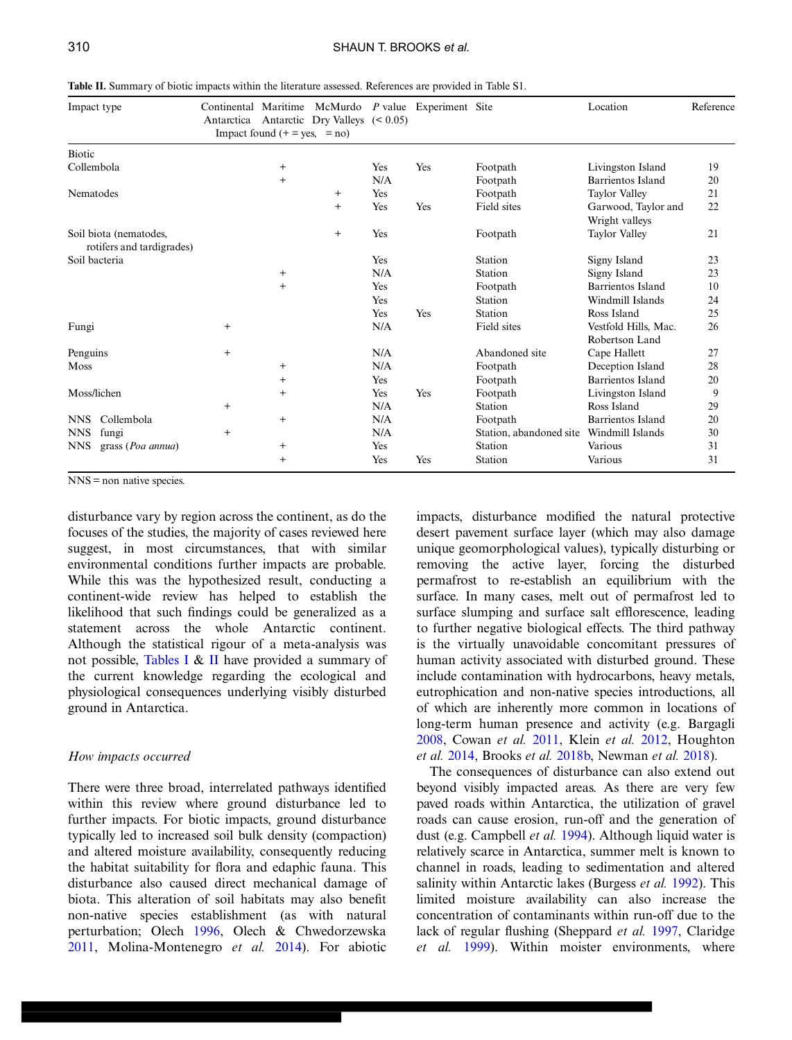**Table II.** Summary of biotic impacts within the literature assessed. References are provided in Table S1.

| Impact type | Continental Antarctica | Maritime Antarctic | McMurdo Dry Valleys | *P* value (< 0.05) | Experiment | Site | Location | Reference |
|---|---|---|---|---|---|---|---|---|
| | Impact found (+ = yes, = no) | | | | | | | |
| Biotic | | | | | | | | |
| Collembola | | + | | Yes | Yes | Footpath | Livingston Island | 19 |
| | | + | | N/A | | Footpath | Barrientos Island | 20 |
| Nematodes | | | + | Yes | | Footpath | Taylor Valley | 21 |
| | | | + | Yes | Yes | Field sites | Garwood, Taylor and Wright valleys | 22 |
| Soil biota (nematodes, rotifers and tardigrades) | | | + | Yes | | Footpath | Taylor Valley | 21 |
| Soil bacteria | | | | Yes | | Station | Signy Island | 23 |
| | | + | | N/A | | Station | Signy Island | 23 |
| | | + | | Yes | | Footpath | Barrientos Island | 10 |
| | | | | Yes | | Station | Windmill Islands | 24 |
| | | | | Yes | Yes | Station | Ross Island | 25 |
| Fungi | + | | | N/A | | Field sites | Vestfold Hills, Mac. Robertson Land | 26 |
| Penguins | + | | | N/A | | Abandoned site | Cape Hallett | 27 |
| Moss | | + | | N/A | | Footpath | Deception Island | 28 |
| | | + | | Yes | | Footpath | Barrientos Island | 20 |
| Moss/lichen | | + | | Yes | Yes | Footpath | Livingston Island | 9 |
| | + | | | N/A | | Station | Ross Island | 29 |
| NNS Collembola | | + | | N/A | | Footpath | Barrientos Island | 20 |
| NNS fungi | + | | | N/A | | Station, abandoned site | Windmill Islands | 30 |
| NNS grass (*Poa annua*) | | + | | Yes | | Station | Various | 31 |
| | | + | | Yes | Yes | Station | Various | 31 |

NNS = non native species.

disturbance vary by region across the continent, as do the focuses of the studies, the majority of cases reviewed here suggest, in most circumstances, that with similar environmental conditions further impacts are probable. While this was the hypothesized result, conducting a continent-wide review has helped to establish the likelihood that such findings could be generalized as a statement across the whole Antarctic continent. Although the statistical rigour of a meta-analysis was not possible, Tables I & II have provided a summary of the current knowledge regarding the ecological and physiological consequences underlying visibly disturbed ground in Antarctica.

*How impacts occurred*

There were three broad, interrelated pathways identified within this review where ground disturbance led to further impacts. For biotic impacts, ground disturbance typically led to increased soil bulk density (compaction) and altered moisture availability, consequently reducing the habitat suitability for flora and edaphic fauna. This disturbance also caused direct mechanical damage of biota. This alteration of soil habitats may also benefit non-native species establishment (as with natural perturbation; Olech 1996, Olech & Chwedorzewska 2011, Molina-Montenegro *et al.* 2014). For abiotic impacts, disturbance modified the natural protective desert pavement surface layer (which may also damage unique geomorphological values), typically disturbing or removing the active layer, forcing the disturbed permafrost to re-establish an equilibrium with the surface. In many cases, melt out of permafrost led to surface slumping and surface salt efflorescence, leading to further negative biological effects. The third pathway is the virtually unavoidable concomitant pressures of human activity associated with disturbed ground. These include contamination with hydrocarbons, heavy metals, eutrophication and non-native species introductions, all of which are inherently more common in locations of long-term human presence and activity (e.g. Bargagli 2008, Cowan *et al.* 2011, Klein *et al.* 2012, Houghton *et al.* 2014, Brooks *et al.* 2018b, Newman *et al.* 2018).

The consequences of disturbance can also extend out beyond visibly impacted areas. As there are very few paved roads within Antarctica, the utilization of gravel roads can cause erosion, run-off and the generation of dust (e.g. Campbell *et al.* 1994). Although liquid water is relatively scarce in Antarctica, summer melt is known to channel in roads, leading to sedimentation and altered salinity within Antarctic lakes (Burgess *et al.* 1992). This limited moisture availability can also increase the concentration of contaminants within run-off due to the lack of regular flushing (Sheppard *et al.* 1997, Claridge *et al.* 1999). Within moister environments, where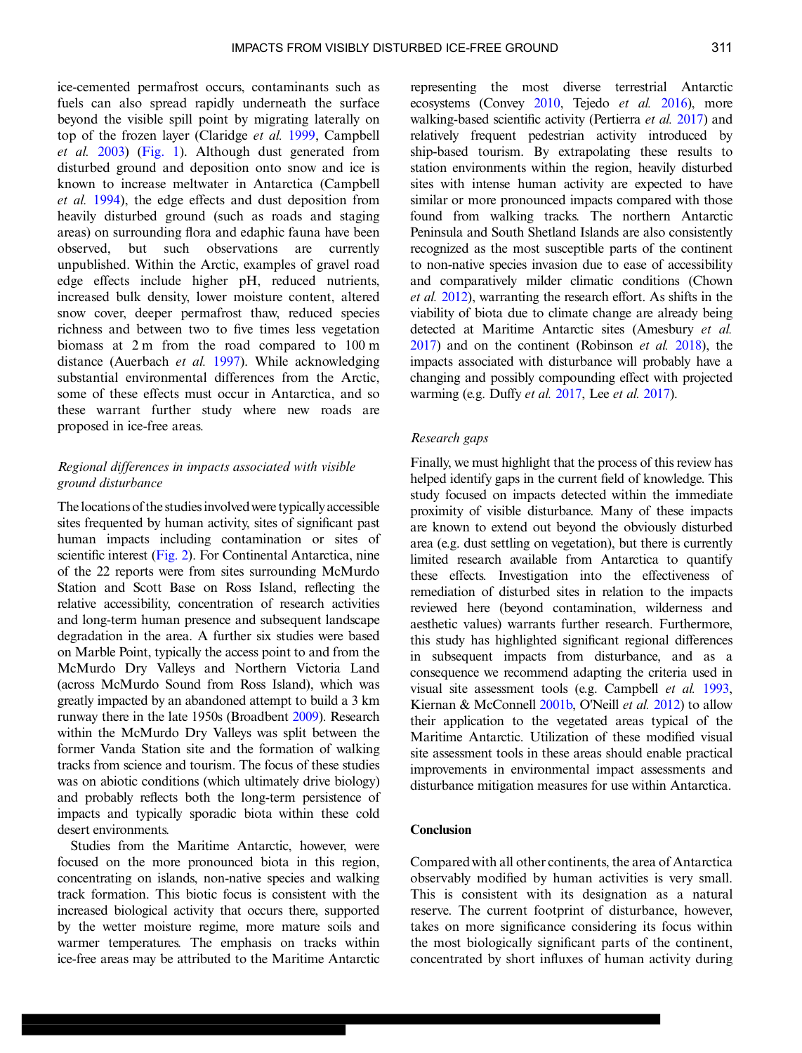ice-cemented permafrost occurs, contaminants such as fuels can also spread rapidly underneath the surface beyond the visible spill point by migrating laterally on top of the frozen layer (Claridge *et al.* 1999, Campbell *et al.* 2003) (Fig. 1). Although dust generated from disturbed ground and deposition onto snow and ice is known to increase meltwater in Antarctica (Campbell *et al.* 1994), the edge effects and dust deposition from heavily disturbed ground (such as roads and staging areas) on surrounding flora and edaphic fauna have been observed, but such observations are currently unpublished. Within the Arctic, examples of gravel road edge effects include higher pH, reduced nutrients, increased bulk density, lower moisture content, altered snow cover, deeper permafrost thaw, reduced species richness and between two to five times less vegetation biomass at 2 m from the road compared to 100 m distance (Auerbach *et al.* 1997). While acknowledging substantial environmental differences from the Arctic, some of these effects must occur in Antarctica, and so these warrant further study where new roads are proposed in ice-free areas.

### *Regional differences in impacts associated with visible ground disturbance*

The locations of the studies involved were typically accessible sites frequented by human activity, sites of significant past human impacts including contamination or sites of scientific interest (Fig. 2). For Continental Antarctica, nine of the 22 reports were from sites surrounding McMurdo Station and Scott Base on Ross Island, reflecting the relative accessibility, concentration of research activities and long-term human presence and subsequent landscape degradation in the area. A further six studies were based on Marble Point, typically the access point to and from the McMurdo Dry Valleys and Northern Victoria Land (across McMurdo Sound from Ross Island), which was greatly impacted by an abandoned attempt to build a 3 km runway there in the late 1950s (Broadbent 2009). Research within the McMurdo Dry Valleys was split between the former Vanda Station site and the formation of walking tracks from science and tourism. The focus of these studies was on abiotic conditions (which ultimately drive biology) and probably reflects both the long-term persistence of impacts and typically sporadic biota within these cold desert environments.

Studies from the Maritime Antarctic, however, were focused on the more pronounced biota in this region, concentrating on islands, non-native species and walking track formation. This biotic focus is consistent with the increased biological activity that occurs there, supported by the wetter moisture regime, more mature soils and warmer temperatures. The emphasis on tracks within ice-free areas may be attributed to the Maritime Antarctic representing the most diverse terrestrial Antarctic ecosystems (Convey 2010, Tejedo *et al.* 2016), more walking-based scientific activity (Pertierra *et al.* 2017) and relatively frequent pedestrian activity introduced by ship-based tourism. By extrapolating these results to station environments within the region, heavily disturbed sites with intense human activity are expected to have similar or more pronounced impacts compared with those found from walking tracks. The northern Antarctic Peninsula and South Shetland Islands are also consistently recognized as the most susceptible parts of the continent to non-native species invasion due to ease of accessibility and comparatively milder climatic conditions (Chown *et al.* 2012), warranting the research effort. As shifts in the viability of biota due to climate change are already being detected at Maritime Antarctic sites (Amesbury *et al.* 2017) and on the continent (Robinson *et al.* 2018), the impacts associated with disturbance will probably have a changing and possibly compounding effect with projected warming (e.g. Duffy *et al.* 2017, Lee *et al.* 2017).

### *Research gaps*

Finally, we must highlight that the process of this review has helped identify gaps in the current field of knowledge. This study focused on impacts detected within the immediate proximity of visible disturbance. Many of these impacts are known to extend out beyond the obviously disturbed area (e.g. dust settling on vegetation), but there is currently limited research available from Antarctica to quantify these effects. Investigation into the effectiveness of remediation of disturbed sites in relation to the impacts reviewed here (beyond contamination, wilderness and aesthetic values) warrants further research. Furthermore, this study has highlighted significant regional differences in subsequent impacts from disturbance, and as a consequence we recommend adapting the criteria used in visual site assessment tools (e.g. Campbell *et al.* 1993, Kiernan & McConnell 2001b, O'Neill *et al.* 2012) to allow their application to the vegetated areas typical of the Maritime Antarctic. Utilization of these modified visual site assessment tools in these areas should enable practical improvements in environmental impact assessments and disturbance mitigation measures for use within Antarctica.

## Conclusion

Compared with all other continents, the area of Antarctica observably modified by human activities is very small. This is consistent with its designation as a natural reserve. The current footprint of disturbance, however, takes on more significance considering its focus within the most biologically significant parts of the continent, concentrated by short influxes of human activity during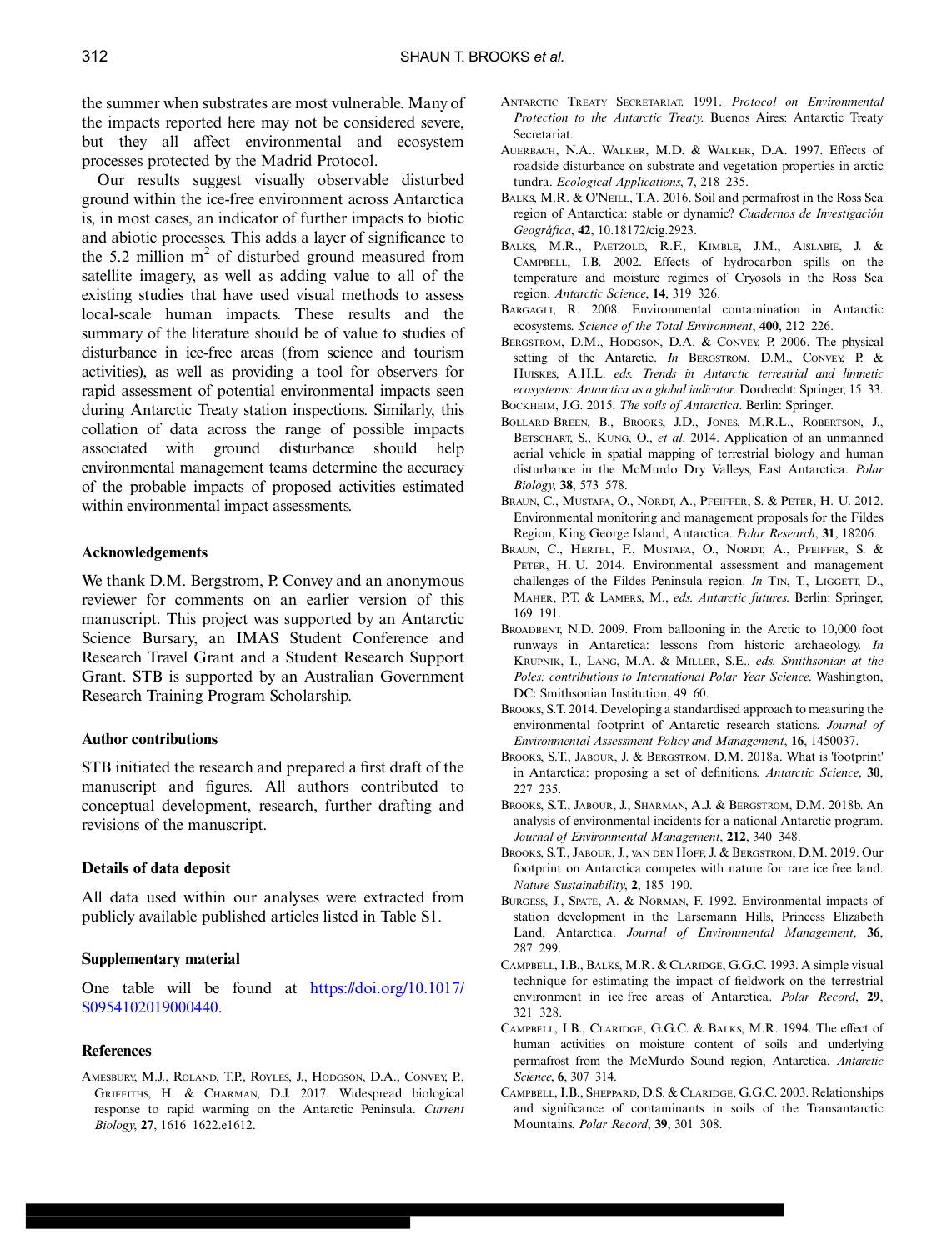the summer when substrates are most vulnerable. Many of the impacts reported here may not be considered severe, but they all affect environmental and ecosystem processes protected by the Madrid Protocol.

Our results suggest visually observable disturbed ground within the ice-free environment across Antarctica is, in most cases, an indicator of further impacts to biotic and abiotic processes. This adds a layer of significance to the 5.2 million $m^2$ of disturbed ground measured from satellite imagery, as well as adding value to all of the existing studies that have used visual methods to assess local-scale human impacts. These results and the summary of the literature should be of value to studies of disturbance in ice-free areas (from science and tourism activities), as well as providing a tool for observers for rapid assessment of potential environmental impacts seen during Antarctic Treaty station inspections. Similarly, this collation of data across the range of possible impacts associated with ground disturbance should help environmental management teams determine the accuracy of the probable impacts of proposed activities estimated within environmental impact assessments.

### Acknowledgements

We thank D.M. Bergstrom, P. Convey and an anonymous reviewer for comments on an earlier version of this manuscript. This project was supported by an Antarctic Science Bursary, an IMAS Student Conference and Research Travel Grant and a Student Research Support Grant. STB is supported by an Australian Government Research Training Program Scholarship.

### Author contributions

STB initiated the research and prepared a first draft of the manuscript and figures. All authors contributed to conceptual development, research, further drafting and revisions of the manuscript.

### Details of data deposit

All data used within our analyses were extracted from publicly available published articles listed in Table S1.

### Supplementary material

One table will be found at https://doi.org/10.1017/S0954102019000440.

### References

Amesbury, M.J., Roland, T.P., Royles, J., Hodgson, D.A., Convey, P., Griffiths, H. & Charman, D.J. 2017. Widespread biological response to rapid warming on the Antarctic Peninsula. *Current Biology*, **27**, 1616 1622.e1612.

Antarctic Treaty Secretariat. 1991. *Protocol on Environmental Protection to the Antarctic Treaty.* Buenos Aires: Antarctic Treaty Secretariat.

Auerbach, N.A., Walker, M.D. & Walker, D.A. 1997. Effects of roadside disturbance on substrate and vegetation properties in arctic tundra. *Ecological Applications*, **7**, 218 235.

Balks, M.R. & O'Neill, T.A. 2016. Soil and permafrost in the Ross Sea region of Antarctica: stable or dynamic? *Cuadernos de Investigación Geográfica*, **42**, 10.18172/cig.2923.

Balks, M.R., Paetzold, R.F., Kimble, J.M., Aislabie, J. & Campbell, I.B. 2002. Effects of hydrocarbon spills on the temperature and moisture regimes of Cryosols in the Ross Sea region. *Antarctic Science*, **14**, 319 326.

Bargagli, R. 2008. Environmental contamination in Antarctic ecosystems. *Science of the Total Environment*, **400**, 212 226.

Bergstrom, D.M., Hodgson, D.A. & Convey, P. 2006. The physical setting of the Antarctic. *In* Bergstrom, D.M., Convey, P. & Huiskes, A.H.L. *eds. Trends in Antarctic terrestrial and limnetic ecosystems: Antarctica as a global indicator.* Dordrecht: Springer, 15 33.

Bockheim, J.G. 2015. *The soils of Antarctica.* Berlin: Springer.

Bollard Breen, B., Brooks, J.D., Jones, M.R.L., Robertson, J., Betschart, S., Kung, O., *et al*. 2014. Application of an unmanned aerial vehicle in spatial mapping of terrestrial biology and human disturbance in the McMurdo Dry Valleys, East Antarctica. *Polar Biology*, **38**, 573 578.

Braun, C., Mustafa, O., Nordt, A., Pfeiffer, S. & Peter, H. U. 2012. Environmental monitoring and management proposals for the Fildes Region, King George Island, Antarctica. *Polar Research*, **31**, 18206.

Braun, C., Hertel, F., Mustafa, O., Nordt, A., Pfeiffer, S. & Peter, H. U. 2014. Environmental assessment and management challenges of the Fildes Peninsula region. *In* Tin, T., Liggett, D., Maher, P.T. & Lamers, M., *eds. Antarctic futures.* Berlin: Springer, 169 191.

Broadbent, N.D. 2009. From ballooning in the Arctic to 10,000 foot runways in Antarctica: lessons from historic archaeology. *In* Krupnik, I., Lang, M.A. & Miller, S.E., *eds. Smithsonian at the Poles: contributions to International Polar Year Science.* Washington, DC: Smithsonian Institution, 49 60.

Brooks, S.T. 2014. Developing a standardised approach to measuring the environmental footprint of Antarctic research stations. *Journal of Environmental Assessment Policy and Management*, **16**, 1450037.

Brooks, S.T., Jabour, J. & Bergstrom, D.M. 2018a. What is 'footprint' in Antarctica: proposing a set of definitions. *Antarctic Science*, **30**, 227 235.

Brooks, S.T., Jabour, J., Sharman, A.J. & Bergstrom, D.M. 2018b. An analysis of environmental incidents for a national Antarctic program. *Journal of Environmental Management*, **212**, 340 348.

Brooks, S.T., Jabour, J., van den Hoff, J. & Bergstrom, D.M. 2019. Our footprint on Antarctica competes with nature for rare ice free land. *Nature Sustainability*, **2**, 185 190.

Burgess, J., Spate, A. & Norman, F. 1992. Environmental impacts of station development in the Larsemann Hills, Princess Elizabeth Land, Antarctica. *Journal of Environmental Management*, **36**, 287 299.

Campbell, I.B., Balks, M.R. & Claridge, G.G.C. 1993. A simple visual technique for estimating the impact of fieldwork on the terrestrial environment in ice free areas of Antarctica. *Polar Record*, **29**, 321 328.

Campbell, I.B., Claridge, G.G.C. & Balks, M.R. 1994. The effect of human activities on moisture content of soils and underlying permafrost from the McMurdo Sound region, Antarctica. *Antarctic Science*, **6**, 307 314.

Campbell, I.B., Sheppard, D.S. & Claridge, G.G.C. 2003. Relationships and significance of contaminants in soils of the Transantarctic Mountains. *Polar Record*, **39**, 301 308.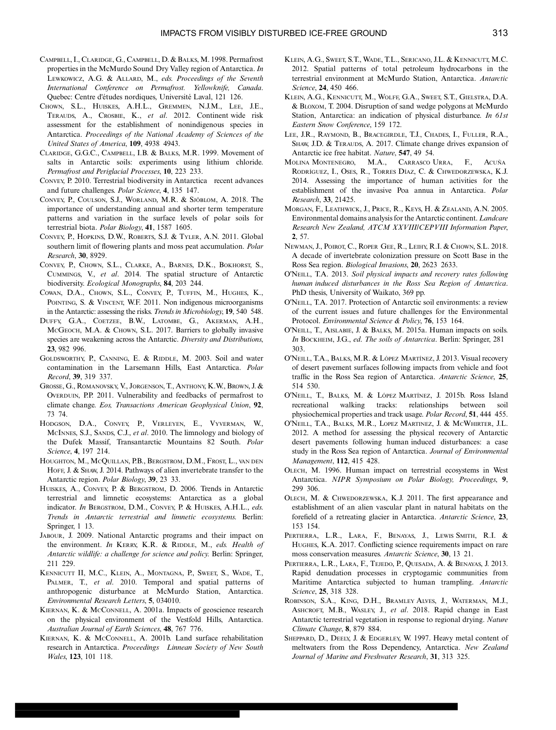Campbell, I., Claridge, G., Campbell, D. & Balks, M. 1998. Permafrost properties in the McMurdo Sound Dry Valley region of Antarctica. *In* Lewkowicz, A.G. & Allard, M., *eds. Proceedings of the Seventh International Conference on Permafrost. Yellowknife, Canada*. Quebec: Centre d'études nordiques, Université Laval, 121 126.

Chown, S.L., Huiskes, A.H.L., Gremmen, N.J.M., Lee, J.E., Terauds, A., Crosbie, K., *et al*. 2012. Continent wide risk assessment for the establishment of nonindigenous species in Antarctica. *Proceedings of the National Academy of Sciences of the United States of America*, **109**, 4938 4943.

Claridge, G.G.C., Campbell, I.B. & Balks, M.R. 1999. Movement of salts in Antarctic soils: experiments using lithium chloride. *Permafrost and Periglacial Processes*, **10**, 223 233.

Convey, P. 2010. Terrestrial biodiversity in Antarctica recent advances and future challenges. *Polar Science*, **4**, 135 147.

Convey, P., Coulson, S.J., Worland, M.R. & Sjöblom, A. 2018. The importance of understanding annual and shorter term temperature patterns and variation in the surface levels of polar soils for terrestrial biota. *Polar Biology*, **41**, 1587 1605.

Convey, P., Hopkins, D.W., Roberts, S.J. & Tyler, A.N. 2011. Global southern limit of flowering plants and moss peat accumulation. *Polar Research*, **30**, 8929.

Convey, P., Chown, S.L., Clarke, A., Barnes, D.K., Bokhorst, S., Cummings, V., *et al*. 2014. The spatial structure of Antarctic biodiversity. *Ecological Monographs*, **84**, 203 244.

Cowan, D.A., Chown, S.L., Convey, P., Tuffin, M., Hughes, K., Pointing, S. & Vincent, W.F. 2011. Non indigenous microorganisms in the Antarctic: assessing the risks. *Trends in Microbiology*, **19**, 540 548.

Duffy, G.A., Coetzee, B.W., Latombe, G., Akerman, A.H., McGeoch, M.A. & Chown, S.L. 2017. Barriers to globally invasive species are weakening across the Antarctic. *Diversity and Distributions*, **23**, 982 996.

Goldsworthy, P., Canning, E. & Riddle, M. 2003. Soil and water contamination in the Larsemann Hills, East Antarctica. *Polar Record*, **39**, 319 337.

Grosse, G., Romanovsky, V., Jorgenson, T., Anthony, K.W., Brown, J. & Overduin, P.P. 2011. Vulnerability and feedbacks of permafrost to climate change. *Eos, Transactions American Geophysical Union*, **92**, 73 74.

Hodgson, D.A., Convey, P., Verleyen, E., Vyverman, W., McInnes, S.J., Sands, C.J., *et al*. 2010. The limnology and biology of the Dufek Massif, Transantarctic Mountains 82 South. *Polar Science*, **4**, 197 214.

Houghton, M., McQuillan, P.B., Bergstrom, D.M., Frost, L., van den Hoff, J. & Shaw, J. 2014. Pathways of alien invertebrate transfer to the Antarctic region. *Polar Biology*, **39**, 23 33.

Huiskes, A., Convey, P. & Bergstrom, D. 2006. Trends in Antarctic terrestrial and limnetic ecosystems: Antarctica as a global indicator. *In* Bergstrom, D.M., Convey, P. & Huiskes, A.H.L., *eds. Trends in Antarctic terrestrial and limnetic ecosystems*. Berlin: Springer, 1 13.

Jabour, J. 2009. National Antarctic programs and their impact on the environment. *In* Kerry, K.R. & Riddle, M., *eds. Health of Antarctic wildlife: a challenge for science and policy*. Berlin: Springer, 211 229.

Kennicutt II, M.C., Klein, A., Montagna, P., Sweet, S., Wade, T., Palmer, T., *et al*. 2010. Temporal and spatial patterns of anthropogenic disturbance at McMurdo Station, Antarctica. *Environmental Research Letters*, **5**, 034010.

Kiernan, K. & McConnell, A. 2001a. Impacts of geoscience research on the physical environment of the Vestfold Hills, Antarctica. *Australian Journal of Earth Sciences*, **48**, 767 776.

Kiernan, K. & McConnell, A. 2001b. Land surface rehabilitation research in Antarctica. *Proceedings Linnean Society of New South Wales*, **123**, 101 118.

Klein, A.G., Sweet, S.T., Wade, T.L., Sericano, J.L. & Kennicutt, M.C. 2012. Spatial patterns of total petroleum hydrocarbons in the terrestrial environment at McMurdo Station, Antarctica. *Antarctic Science*, **24**, 450 466.

Klein, A.G., Kennicutt, M., Wolff, G.A., Sweet, S.T., Gielstra, D.A. & Bloxom, T. 2004. Disruption of sand wedge polygons at McMurdo Station, Antarctica: an indication of physical disturbance. *In 61st Eastern Snow Conference*, 159 172.

Lee, J.R., Raymond, B., Bracegirdle, T.J., Chades, I., Fuller, R.A., Shaw, J.D. & Terauds, A. 2017. Climate change drives expansion of Antarctic ice free habitat. *Nature*, **547**, 49 54.

Molina Montenegro, M.A., Carrasco Urra, F., Acuña Rodríguez, I., Oses, R., Torres Díaz, C. & Chwedorzewska, K.J. 2014. Assessing the importance of human activities for the establishment of the invasive Poa annua in Antarctica. *Polar Research*, **33**, 21425.

Morgan, F., Leathwick, J., Price, R., Keys, H. & Zealand, A.N. 2005. Environmental domains analysis for the Antarctic continent. *Landcare Research New Zealand, ATCM XXVIII/CEPVIII Information Paper*, **2**, 57.

Newman, J., Poirot, C., Roper Gee, R., Leihy, R.I. & Chown, S.L. 2018. A decade of invertebrate colonization pressure on Scott Base in the Ross Sea region. *Biological Invasions*, **20**, 2623 2633.

O'Neill, T.A. 2013. *Soil physical impacts and recovery rates following human induced disturbances in the Ross Sea Region of Antarctica*. PhD thesis, University of Waikato, 369 pp.

O'Neill, T.A. 2017. Protection of Antarctic soil environments: a review of the current issues and future challenges for the Environmental Protocol. *Environmental Science & Policy*, **76**, 153 164.

O'Neill, T., Aislabie, J. & Balks, M. 2015a. Human impacts on soils. *In* Bockheim, J.G., *ed. The soils of Antarctica*. Berlin: Springer, 281 303.

O'Neill, T.A., Balks, M.R. & López Martínez, J. 2013. Visual recovery of desert pavement surfaces following impacts from vehicle and foot traffic in the Ross Sea region of Antarctica. *Antarctic Science*, **25**, 514 530.

O'Neill, T., Balks, M. & López Martínez, J. 2015b. Ross Island recreational walking tracks: relationships between soil physiochemical properties and track usage. *Polar Record*, **51**, 444 455.

O'Neill, T.A., Balks, M.R., Lopez Martinez, J. & McWhirter, J.L. 2012. A method for assessing the physical recovery of Antarctic desert pavements following human induced disturbances: a case study in the Ross Sea region of Antarctica. *Journal of Environmental Management*, **112**, 415 428.

Olech, M. 1996. Human impact on terrestrial ecosystems in West Antarctica. *NIPR Symposium on Polar Biology, Proceedings*, **9**, 299 306.

Olech, M. & Chwedorzewska, K.J. 2011. The first appearance and establishment of an alien vascular plant in natural habitats on the forefield of a retreating glacier in Antarctica. *Antarctic Science*, **23**, 153 154.

Pertierra, L.R., Lara, F., Benayas, J., Lewis Smith, R.I. & Hughes, K.A. 2017. Conflicting science requirements impact on rare moss conservation measures. *Antarctic Science*, **30**, 13 21.

Pertierra, L.R., Lara, F., Tejedo, P., Quesada, A. & Benayas, J. 2013. Rapid denudation processes in cryptogamic communities from Maritime Antarctica subjected to human trampling. *Antarctic Science*, **25**, 318 328.

Robinson, S.A., King, D.H., Bramley Alves, J., Waterman, M.J., Ashcroft, M.B., Wasley, J., *et al*. 2018. Rapid change in East Antarctic terrestrial vegetation in response to regional drying. *Nature Climate Change*, **8**, 879 884.

Sheppard, D., Deely, J. & Edgerley, W. 1997. Heavy metal content of meltwaters from the Ross Dependency, Antarctica. *New Zealand Journal of Marine and Freshwater Research*, **31**, 313 325.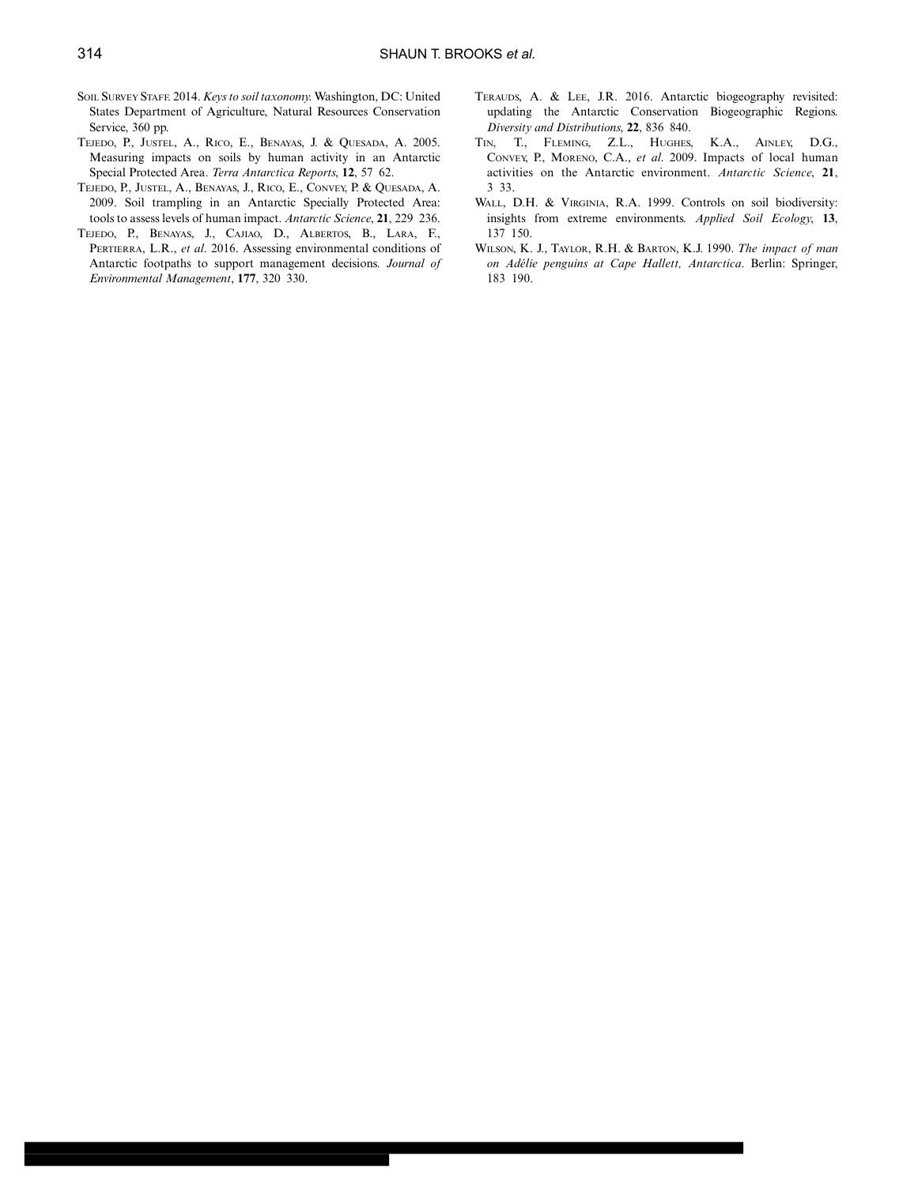Soil Survey Staff. 2014. *Keys to soil taxonomy*. Washington, DC: United States Department of Agriculture, Natural Resources Conservation Service, 360 pp.

Tejedo, P., Justel, A., Rico, E., Benayas, J. & Quesada, A. 2005. Measuring impacts on soils by human activity in an Antarctic Special Protected Area. *Terra Antarctica Reports*, **12**, 57 62.

Tejedo, P., Justel, A., Benayas, J., Rico, E., Convey, P. & Quesada, A. 2009. Soil trampling in an Antarctic Specially Protected Area: tools to assess levels of human impact. *Antarctic Science*, **21**, 229 236.

Tejedo, P., Benayas, J., Cajiao, D., Albertos, B., Lara, F., Pertierra, L.R., *et al*. 2016. Assessing environmental conditions of Antarctic footpaths to support management decisions. *Journal of Environmental Management*, **177**, 320 330.

Terauds, A. & Lee, J.R. 2016. Antarctic biogeography revisited: updating the Antarctic Conservation Biogeographic Regions. *Diversity and Distributions*, **22**, 836 840.

Tin, T., Fleming, Z.L., Hughes, K.A., Ainley, D.G., Convey, P., Moreno, C.A., *et al*. 2009. Impacts of local human activities on the Antarctic environment. *Antarctic Science*, **21**, 3 33.

Wall, D.H. & Virginia, R.A. 1999. Controls on soil biodiversity: insights from extreme environments. *Applied Soil Ecology*, **13**, 137 150.

Wilson, K. J., Taylor, R.H. & Barton, K.J. 1990. *The impact of man on Adélie penguins at Cape Hallett, Antarctica*. Berlin: Springer, 183 190.